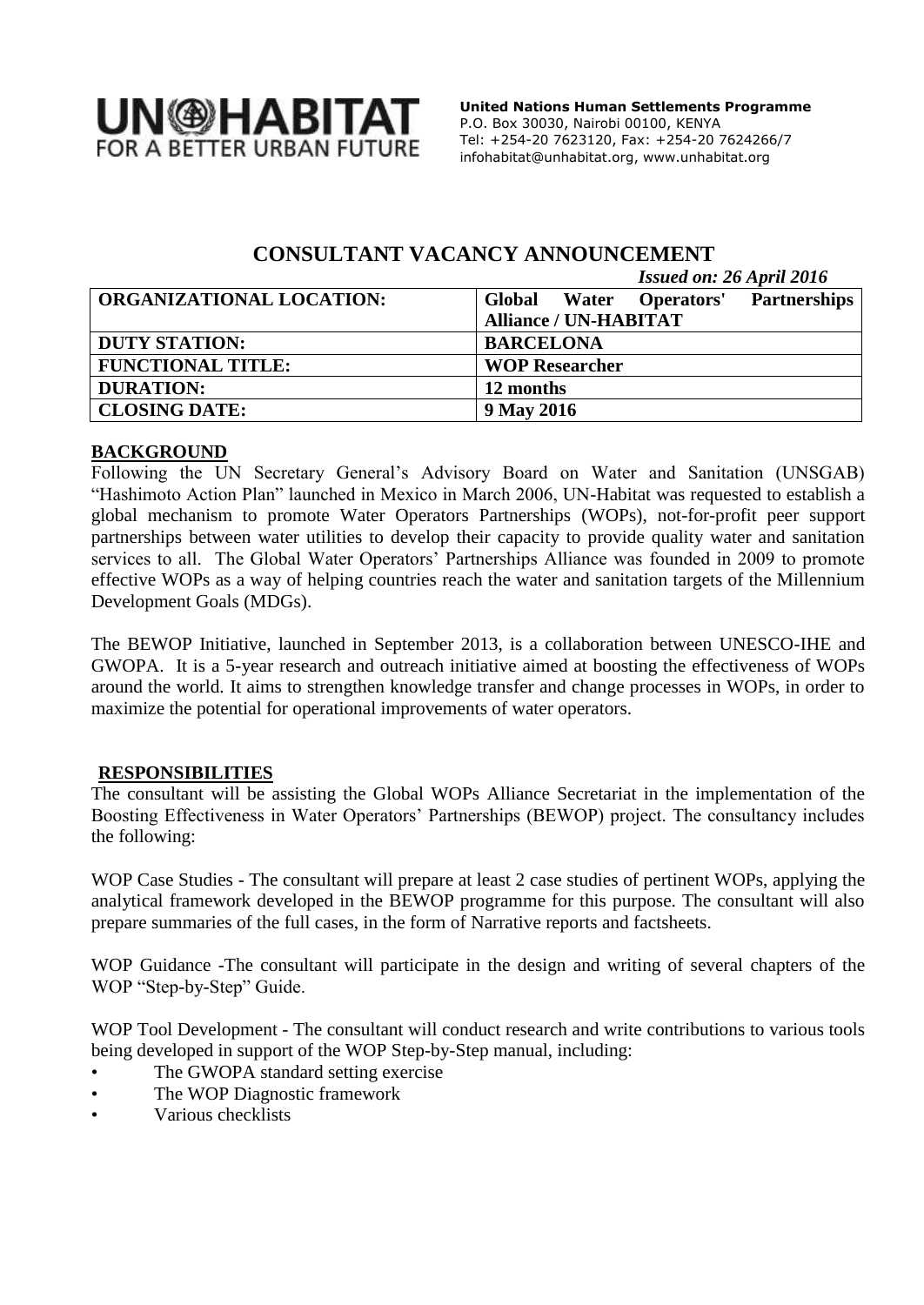UN-HABITAT FOR A BETTER URBAN FUTURE

**United Nations Human Settlements Programme**
P.O. Box 30030, Nairobi 00100, KENYA
Tel: +254-20 7623120, Fax: +254-20 7624266/7
infohabitat@unhabitat.org, www.unhabitat.org

# CONSULTANT VACANCY ANNOUNCEMENT

*Issued on: 26 April 2016*

| | |
|---|---|
| **ORGANIZATIONAL LOCATION:** | **Global Water Operators' Partnerships Alliance / UN-HABITAT** |
| **DUTY STATION:** | **BARCELONA** |
| **FUNCTIONAL TITLE:** | **WOP Researcher** |
| **DURATION:** | **12 months** |
| **CLOSING DATE:** | **9 May 2016** |

## BACKGROUND

Following the UN Secretary General's Advisory Board on Water and Sanitation (UNSGAB) "Hashimoto Action Plan" launched in Mexico in March 2006, UN-Habitat was requested to establish a global mechanism to promote Water Operators Partnerships (WOPs), not-for-profit peer support partnerships between water utilities to develop their capacity to provide quality water and sanitation services to all. The Global Water Operators' Partnerships Alliance was founded in 2009 to promote effective WOPs as a way of helping countries reach the water and sanitation targets of the Millennium Development Goals (MDGs).

The BEWOP Initiative, launched in September 2013, is a collaboration between UNESCO-IHE and GWOPA. It is a 5-year research and outreach initiative aimed at boosting the effectiveness of WOPs around the world. It aims to strengthen knowledge transfer and change processes in WOPs, in order to maximize the potential for operational improvements of water operators.

## RESPONSIBILITIES

The consultant will be assisting the Global WOPs Alliance Secretariat in the implementation of the Boosting Effectiveness in Water Operators' Partnerships (BEWOP) project. The consultancy includes the following:

WOP Case Studies - The consultant will prepare at least 2 case studies of pertinent WOPs, applying the analytical framework developed in the BEWOP programme for this purpose. The consultant will also prepare summaries of the full cases, in the form of Narrative reports and factsheets.

WOP Guidance -The consultant will participate in the design and writing of several chapters of the WOP "Step-by-Step" Guide.

WOP Tool Development - The consultant will conduct research and write contributions to various tools being developed in support of the WOP Step-by-Step manual, including:

- The GWOPA standard setting exercise
- The WOP Diagnostic framework
- Various checklists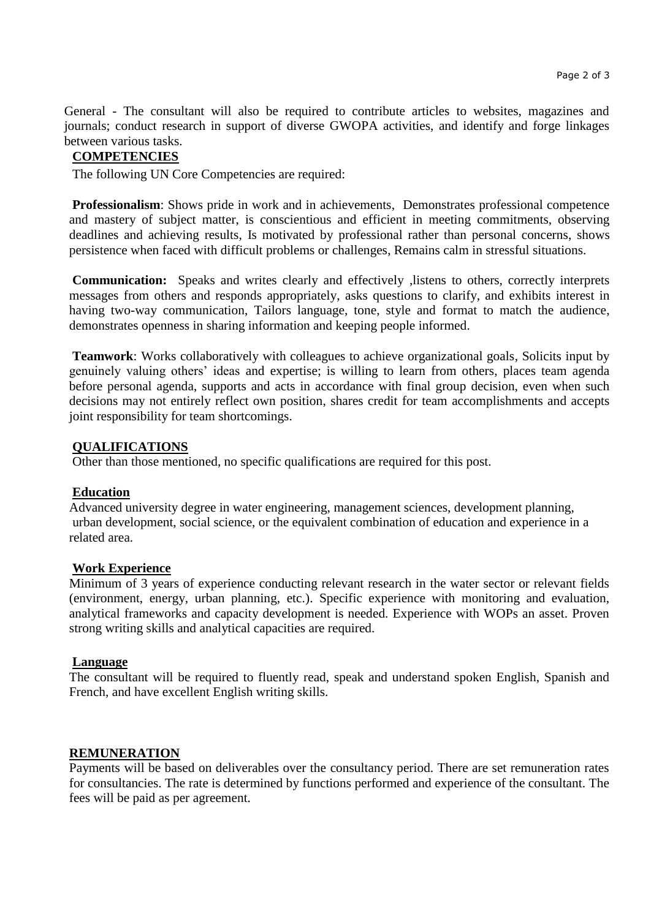General - The consultant will also be required to contribute articles to websites, magazines and journals; conduct research in support of diverse GWOPA activities, and identify and forge linkages between various tasks.

## COMPETENCIES

The following UN Core Competencies are required:

**Professionalism**: Shows pride in work and in achievements, Demonstrates professional competence and mastery of subject matter, is conscientious and efficient in meeting commitments, observing deadlines and achieving results, Is motivated by professional rather than personal concerns, shows persistence when faced with difficult problems or challenges, Remains calm in stressful situations.

**Communication:** Speaks and writes clearly and effectively ,listens to others, correctly interprets messages from others and responds appropriately, asks questions to clarify, and exhibits interest in having two-way communication, Tailors language, tone, style and format to match the audience, demonstrates openness in sharing information and keeping people informed.

**Teamwork**: Works collaboratively with colleagues to achieve organizational goals, Solicits input by genuinely valuing others' ideas and expertise; is willing to learn from others, places team agenda before personal agenda, supports and acts in accordance with final group decision, even when such decisions may not entirely reflect own position, shares credit for team accomplishments and accepts joint responsibility for team shortcomings.

## QUALIFICATIONS

Other than those mentioned, no specific qualifications are required for this post.

### Education

Advanced university degree in water engineering, management sciences, development planning, urban development, social science, or the equivalent combination of education and experience in a related area.

### Work Experience

Minimum of 3 years of experience conducting relevant research in the water sector or relevant fields (environment, energy, urban planning, etc.). Specific experience with monitoring and evaluation, analytical frameworks and capacity development is needed. Experience with WOPs an asset. Proven strong writing skills and analytical capacities are required.

### Language

The consultant will be required to fluently read, speak and understand spoken English, Spanish and French, and have excellent English writing skills.

## REMUNERATION

Payments will be based on deliverables over the consultancy period. There are set remuneration rates for consultancies. The rate is determined by functions performed and experience of the consultant. The fees will be paid as per agreement.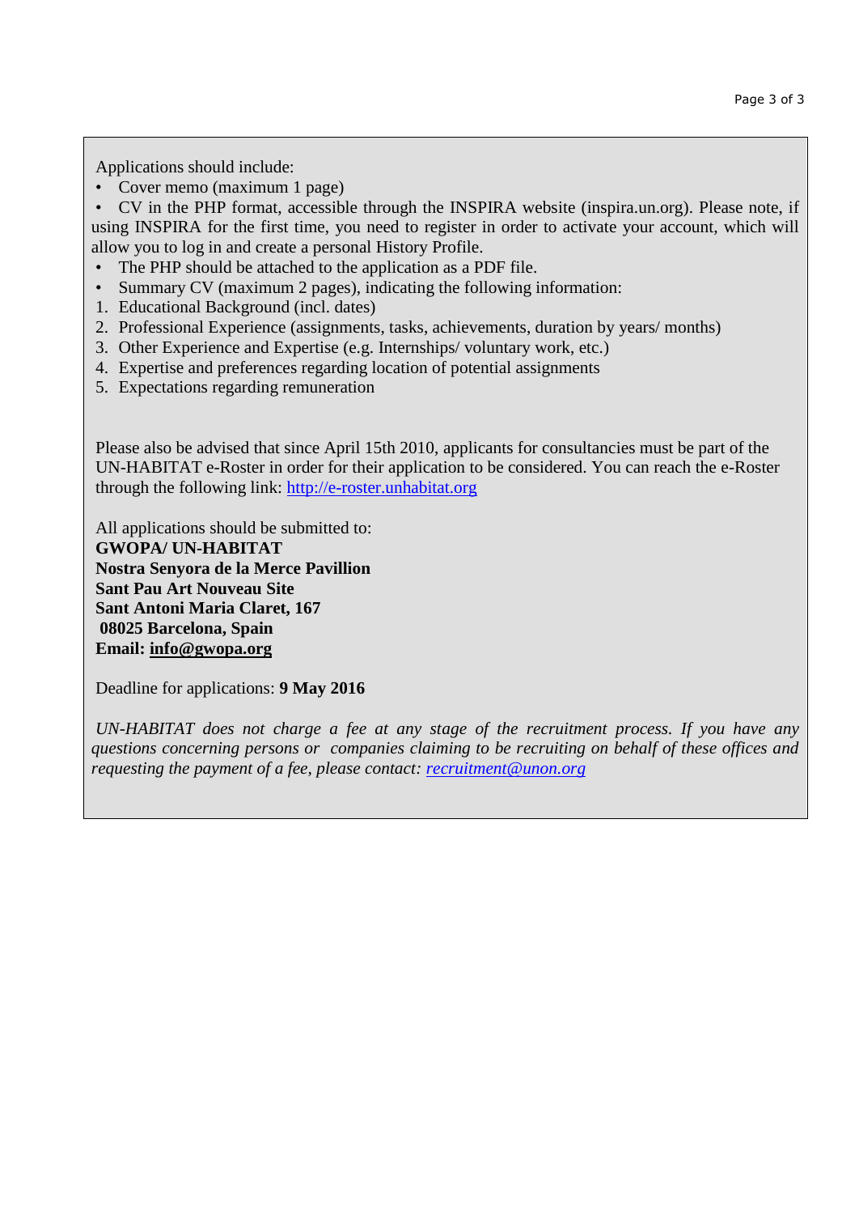Applications should include:

- Cover memo (maximum 1 page)
- CV in the PHP format, accessible through the INSPIRA website (inspira.un.org). Please note, if using INSPIRA for the first time, you need to register in order to activate your account, which will allow you to log in and create a personal History Profile.
- The PHP should be attached to the application as a PDF file.
- Summary CV (maximum 2 pages), indicating the following information:

1. Educational Background (incl. dates)
2. Professional Experience (assignments, tasks, achievements, duration by years/ months)
3. Other Experience and Expertise (e.g. Internships/ voluntary work, etc.)
4. Expertise and preferences regarding location of potential assignments
5. Expectations regarding remuneration

Please also be advised that since April 15th 2010, applicants for consultancies must be part of the UN-HABITAT e-Roster in order for their application to be considered. You can reach the e-Roster through the following link: [http://e-roster.unhabitat.org](http://e-roster.unhabitat.org)

All applications should be submitted to:
**GWOPA/ UN-HABITAT**
**Nostra Senyora de la Merce Pavillion**
**Sant Pau Art Nouveau Site**
**Sant Antoni Maria Claret, 167**
**08025 Barcelona, Spain**
**Email: info@gwopa.org**

Deadline for applications: **9 May 2016**

*UN-HABITAT does not charge a fee at any stage of the recruitment process. If you have any questions concerning persons or companies claiming to be recruiting on behalf of these offices and requesting the payment of a fee, please contact: recruitment@unon.org*